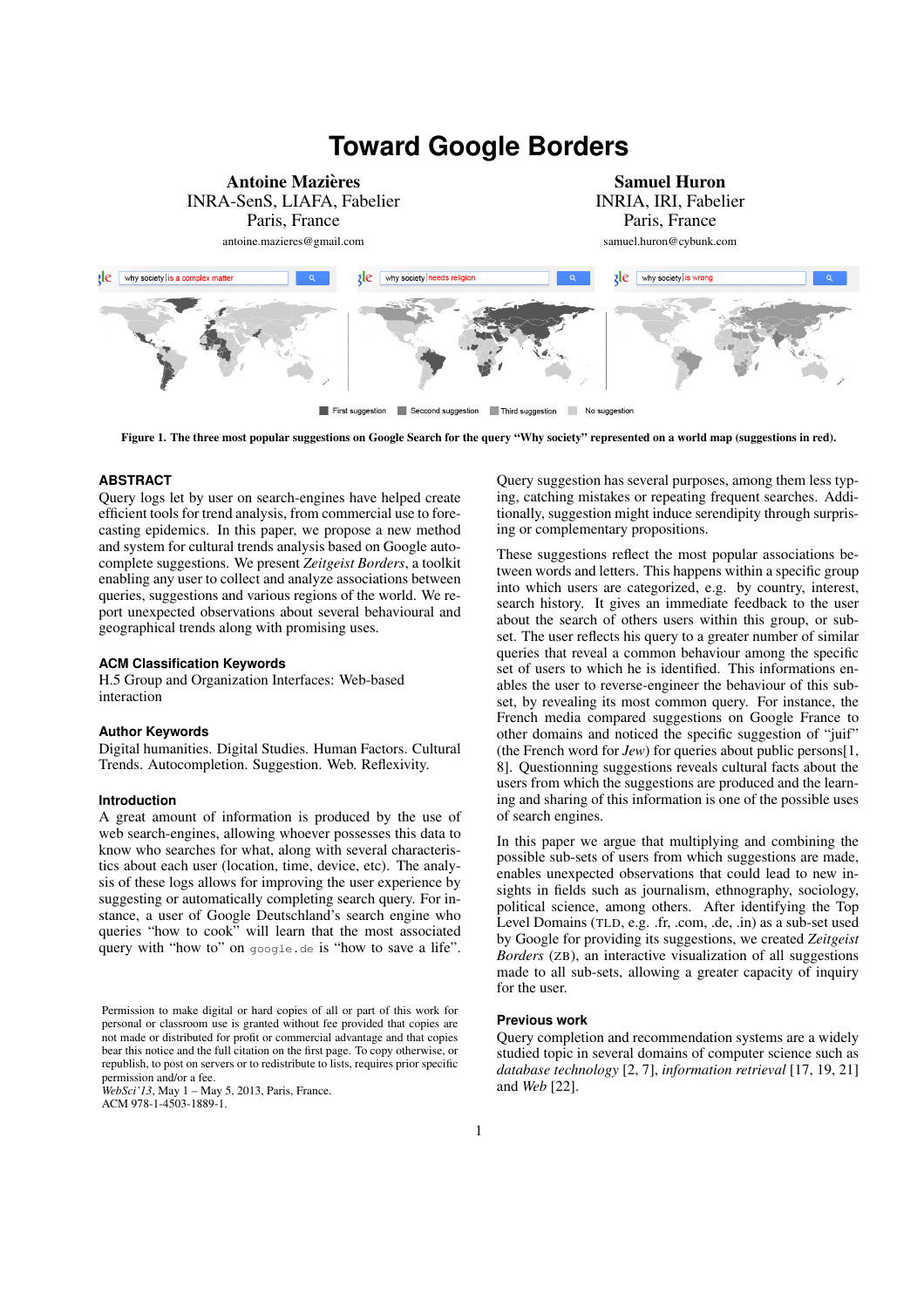# Toward Google Borders

**Antoine Mazières**
INRA-SenS, LIAFA, Fabelier
Paris, France
antoine.mazieres@gmail.com

**Samuel Huron**
INRIA, IRI, Fabelier
Paris, France
samuel.huron@cybunk.com

**Figure 1. The three most popular suggestions on Google Search for the query "Why society" represented on a world map (suggestions in red).**

## ABSTRACT

Query logs let by user on search-engines have helped create efficient tools for trend analysis, from commercial use to forecasting epidemics. In this paper, we propose a new method and system for cultural trends analysis based on Google autocomplete suggestions. We present *Zeitgeist Borders*, a toolkit enabling any user to collect and analyze associations between queries, suggestions and various regions of the world. We report unexpected observations about several behavioural and geographical trends along with promising uses.

## ACM Classification Keywords

H.5 Group and Organization Interfaces: Web-based interaction

## Author Keywords

Digital humanities. Digital Studies. Human Factors. Cultural Trends. Autocompletion. Suggestion. Web. Reflexivity.

## Introduction

A great amount of information is produced by the use of web search-engines, allowing whoever possesses this data to know who searches for what, along with several characteristics about each user (location, time, device, etc). The analysis of these logs allows for improving the user experience by suggesting or automatically completing search query. For instance, a user of Google Deutschland's search engine who queries "how to cook" will learn that the most associated query with "how to" on `google.de` is "how to save a life".

Permission to make digital or hard copies of all or part of this work for personal or classroom use is granted without fee provided that copies are not made or distributed for profit or commercial advantage and that copies bear this notice and the full citation on the first page. To copy otherwise, or republish, to post on servers or to redistribute to lists, requires prior specific permission and/or a fee.
*WebSci'13*, May 1 – May 5, 2013, Paris, France.
ACM 978-1-4503-1889-1.

Query suggestion has several purposes, among them less typing, catching mistakes or repeating frequent searches. Additionally, suggestion might induce serendipity through surprising or complementary propositions.

These suggestions reflect the most popular associations between words and letters. This happens within a specific group into which users are categorized, e.g. by country, interest, search history. It gives an immediate feedback to the user about the search of others users within this group, or subset. The user reflects his query to a greater number of similar queries that reveal a common behaviour among the specific set of users to which he is identified. This informations enables the user to reverse-engineer the behaviour of this subset, by revealing its most common query. For instance, the French media compared suggestions on Google France to other domains and noticed the specific suggestion of "juif" (the French word for *Jew*) for queries about public persons[1, 8]. Questionning suggestions reveals cultural facts about the users from which the suggestions are produced and the learning and sharing of this information is one of the possible uses of search engines.

In this paper we argue that multiplying and combining the possible sub-sets of users from which suggestions are made, enables unexpected observations that could lead to new insights in fields such as journalism, ethnography, sociology, political science, among others. After identifying the Top Level Domains (TLD, e.g. .fr, .com, .de, .in) as a sub-set used by Google for providing its suggestions, we created *Zeitgeist Borders* (ZB), an interactive visualization of all suggestions made to all sub-sets, allowing a greater capacity of inquiry for the user.

## Previous work

Query completion and recommendation systems are a widely studied topic in several domains of computer science such as *database technology* [2, 7], *information retrieval* [17, 19, 21] and *Web* [22].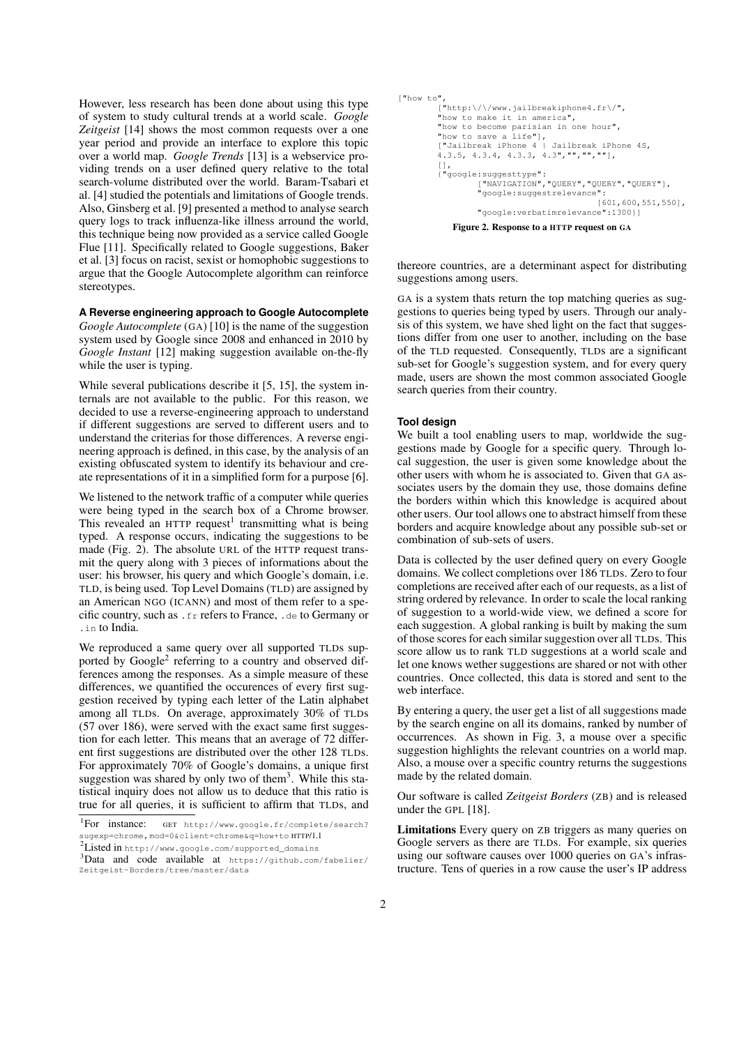However, less research has been done about using this type of system to study cultural trends at a world scale. *Google Zeitgeist* [14] shows the most common requests over a one year period and provide an interface to explore this topic over a world map. *Google Trends* [13] is a webservice providing trends on a user defined query relative to the total search-volume distributed over the world. Baram-Tsabari et al. [4] studied the potentials and limitations of Google trends. Also, Ginsberg et al. [9] presented a method to analyse search query logs to track influenza-like illness arround the world, this technique being now provided as a service called Google Flue [11]. Specifically related to Google suggestions, Baker et al. [3] focus on racist, sexist or homophobic suggestions to argue that the Google Autocomplete algorithm can reinforce stereotypes.

## A Reverse engineering approach to Google Autocomplete

*Google Autocomplete* (GA) [10] is the name of the suggestion system used by Google since 2008 and enhanced in 2010 by *Google Instant* [12] making suggestion available on-the-fly while the user is typing.

While several publications describe it [5, 15], the system internals are not available to the public. For this reason, we decided to use a reverse-engineering approach to understand if different suggestions are served to different users and to understand the criterias for those differences. A reverse engineering approach is defined, in this case, by the analysis of an existing obfuscated system to identify its behaviour and create representations of it in a simplified form for a purpose [6].

We listened to the network traffic of a computer while queries were being typed in the search box of a Chrome browser. This revealed an HTTP request[1] transmitting what is being typed. A response occurs, indicating the suggestions to be made (Fig. 2). The absolute URL of the HTTP request transmit the query along with 3 pieces of informations about the user: his browser, his query and which Google's domain, i.e. TLD, is being used. Top Level Domains (TLD) are assigned by an American NGO (ICANN) and most of them refer to a specific country, such as `.fr` refers to France, `.de` to Germany or `.in` to India.

We reproduced a same query over all supported TLDs supported by Google[2] referring to a country and observed differences among the responses. As a simple measure of these differences, we quantified the occurences of every first suggestion received by typing each letter of the Latin alphabet among all TLDs. On average, approximately 30% of TLDs (57 over 186), were served with the exact same first suggestion for each letter. This means that an average of 72 different first suggestions are distributed over the other 128 TLDs. For approximately 70% of Google's domains, a unique first suggestion was shared by only two of them[3]. While this statistical inquiry does not allow us to deduce that this ratio is true for all queries, it is sufficient to affirm that TLDs, and thereore countries, are a determinant aspect for distributing suggestions among users.

```
["how to",
	["http:\/\/www.jailbreakiphone4.fr\/",
	"how to make it in america",
	"how to become parisian in one hour",
	"how to save a life"],
	["Jailbreak iPhone 4 | Jailbreak iPhone 4S,
	4.3.5, 4.3.4, 4.3.3, 4.3","","",""],
	[],
	{"google:suggesttype":
		["NAVIGATION","QUERY","QUERY","QUERY"],
		"google:suggestrelevance":
					[601,600,551,550],
		"google:verbatimrelevance":1300}]
```

**Figure 2. Response to a HTTP request on GA**

GA is a system thats return the top matching queries as suggestions to queries being typed by users. Through our analysis of this system, we have shed light on the fact that suggestions differ from one user to another, including on the base of the TLD requested. Consequently, TLDs are a significant sub-set for Google's suggestion system, and for every query made, users are shown the most common associated Google search queries from their country.

## Tool design

We built a tool enabling users to map, worldwide the suggestions made by Google for a specific query. Through local suggestion, the user is given some knowledge about the other users with whom he is associated to. Given that GA associates users by the domain they use, those domains define the borders within which this knowledge is acquired about other users. Our tool allows one to abstract himself from these borders and acquire knowledge about any possible sub-set or combination of sub-sets of users.

Data is collected by the user defined query on every Google domains. We collect completions over 186 TLDs. Zero to four completions are received after each of our requests, as a list of string ordered by relevance. In order to scale the local ranking of suggestion to a world-wide view, we defined a score for each suggestion. A global ranking is built by making the sum of those scores for each similar suggestion over all TLDs. This score allow us to rank TLD suggestions at a world scale and let one knows wether suggestions are shared or not with other countries. Once collected, this data is stored and sent to the web interface.

By entering a query, the user get a list of all suggestions made by the search engine on all its domains, ranked by number of occurrences. As shown in Fig. 3, a mouse over a specific suggestion highlights the relevant countries on a world map. Also, a mouse over a specific country returns the suggestions made by the related domain.

Our software is called *Zeitgeist Borders* (ZB) and is released under the GPL [18].

**Limitations** Every query on ZB triggers as many queries on Google servers as there are TLDs. For example, six queries using our software causes over 1000 queries on GA's infrastructure. Tens of queries in a row cause the user's IP address

---

[1] For instance: GET `http://www.google.fr/complete/search?sugexp=chrome,mod=0&client=chrome&q=how+to` HTTP/1.1

[2] Listed in `http://www.google.com/supported_domains`

[3] Data and code available at `https://github.com/fabelier/Zeitgeist-Borders/tree/master/data`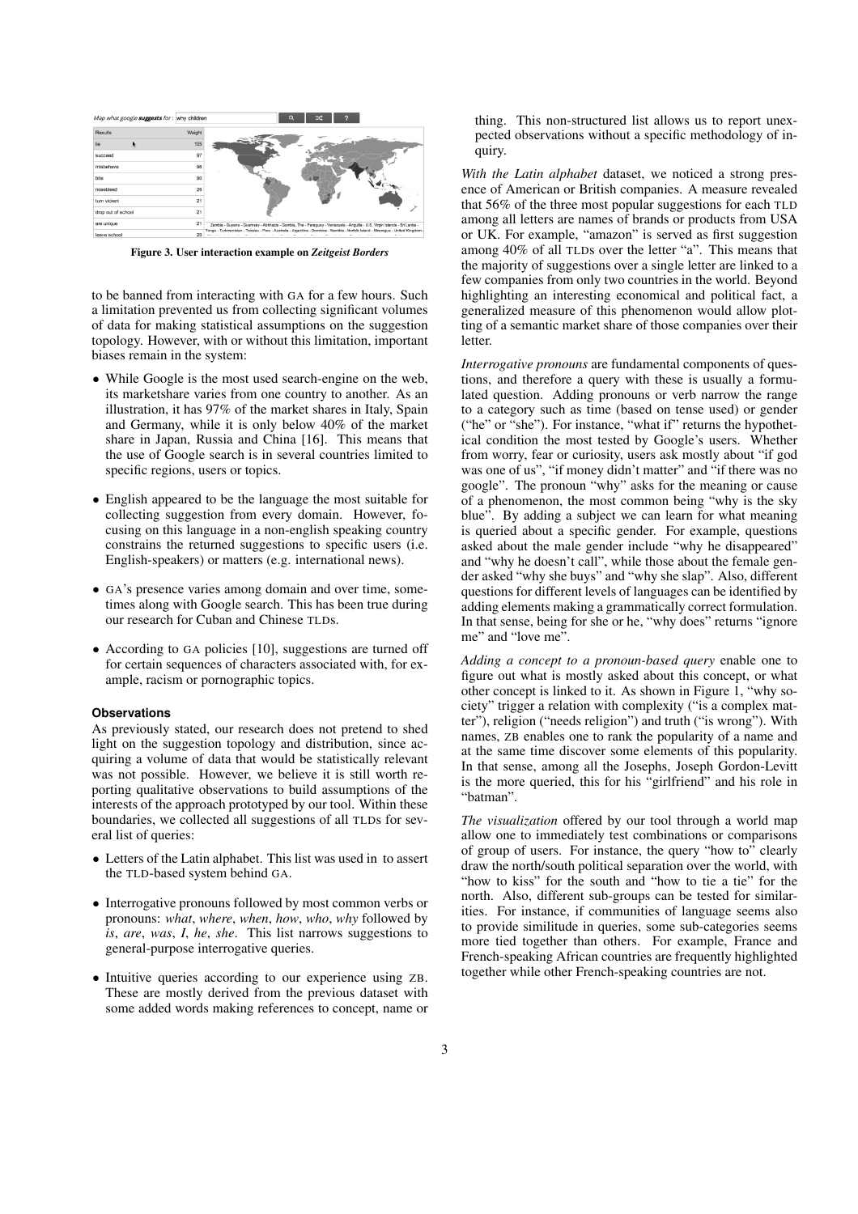Figure 3. User interaction example on *Zeitgeist Borders*

to be banned from interacting with GA for a few hours. Such a limitation prevented us from collecting significant volumes of data for making statistical assumptions on the suggestion topology. However, with or without this limitation, important biases remain in the system:

- While Google is the most used search-engine on the web, its marketshare varies from one country to another. As an illustration, it has 97% of the market shares in Italy, Spain and Germany, while it is only below 40% of the market share in Japan, Russia and China [16]. This means that the use of Google search is in several countries limited to specific regions, users or topics.
- English appeared to be the language the most suitable for collecting suggestion from every domain. However, focusing on this language in a non-english speaking country constrains the returned suggestions to specific users (i.e. English-speakers) or matters (e.g. international news).
- GA's presence varies among domain and over time, sometimes along with Google search. This has been true during our research for Cuban and Chinese TLDs.
- According to GA policies [10], suggestions are turned off for certain sequences of characters associated with, for example, racism or pornographic topics.

### Observations

As previously stated, our research does not pretend to shed light on the suggestion topology and distribution, since acquiring a volume of data that would be statistically relevant was not possible. However, we believe it is still worth reporting qualitative observations to build assumptions of the interests of the approach prototyped by our tool. Within these boundaries, we collected all suggestions of all TLDs for several list of queries:

- Letters of the Latin alphabet. This list was used in to assert the TLD-based system behind GA.
- Interrogative pronouns followed by most common verbs or pronouns: *what*, *where*, *when*, *how*, *who*, *why* followed by *is*, *are*, *was*, *I*, *he*, *she*. This list narrows suggestions to general-purpose interrogative queries.
- Intuitive queries according to our experience using ZB. These are mostly derived from the previous dataset with some added words making references to concept, name or thing. This non-structured list allows us to report unexpected observations without a specific methodology of inquiry.

*With the Latin alphabet* dataset, we noticed a strong presence of American or British companies. A measure revealed that 56% of the three most popular suggestions for each TLD among all letters are names of brands or products from USA or UK. For example, "amazon" is served as first suggestion among 40% of all TLDs over the letter "a". This means that the majority of suggestions over a single letter are linked to a few companies from only two countries in the world. Beyond highlighting an interesting economical and political fact, a generalized measure of this phenomenon would allow plotting of a semantic market share of those companies over their letter.

*Interrogative pronouns* are fundamental components of questions, and therefore a query with these is usually a formulated question. Adding pronouns or verb narrow the range to a category such as time (based on tense used) or gender ("he" or "she"). For instance, "what if" returns the hypothetical condition the most tested by Google's users. Whether from worry, fear or curiosity, users ask mostly about "if god was one of us", "if money didn't matter" and "if there was no google". The pronoun "why" asks for the meaning or cause of a phenomenon, the most common being "why is the sky blue". By adding a subject we can learn for what meaning is queried about a specific gender. For example, questions asked about the male gender include "why he disappeared" and "why he doesn't call", while those about the female gender asked "why she buys" and "why she slap". Also, different questions for different levels of languages can be identified by adding elements making a grammatically correct formulation. In that sense, being for she or he, "why does" returns "ignore me" and "love me".

*Adding a concept to a pronoun-based query* enable one to figure out what is mostly asked about this concept, or what other concept is linked to it. As shown in Figure 1, "why society" trigger a relation with complexity ("is a complex matter"), religion ("needs religion") and truth ("is wrong"). With names, ZB enables one to rank the popularity of a name and at the same time discover some elements of this popularity. In that sense, among all the Josephs, Joseph Gordon-Levitt is the more queried, this for his "girlfriend" and his role in "batman".

*The visualization* offered by our tool through a world map allow one to immediately test combinations or comparisons of group of users. For instance, the query "how to" clearly draw the north/south political separation over the world, with "how to kiss" for the south and "how to tie a tie" for the north. Also, different sub-groups can be tested for similarities. For instance, if communities of language seems also to provide similitude in queries, some sub-categories seems more tied together than others. For example, France and French-speaking African countries are frequently highlighted together while other French-speaking countries are not.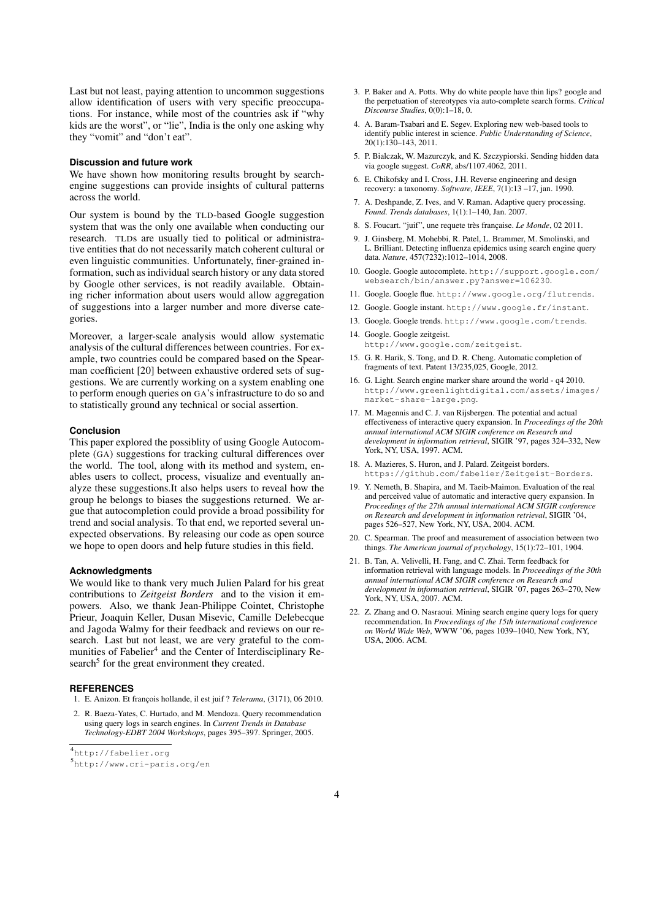Last but not least, paying attention to uncommon suggestions allow identification of users with very specific preoccupations. For instance, while most of the countries ask if "why kids are the worst", or "lie", India is the only one asking why they "vomit" and "don't eat".

### Discussion and future work

We have shown how monitoring results brought by search-engine suggestions can provide insights of cultural patterns across the world.

Our system is bound by the TLD-based Google suggestion system that was the only one available when conducting our research. TLDs are usually tied to political or administrative entities that do not necessarily match coherent cultural or even linguistic communities. Unfortunately, finer-grained information, such as individual search history or any data stored by Google other services, is not readily available. Obtaining richer information about users would allow aggregation of suggestions into a larger number and more diverse categories.

Moreover, a larger-scale analysis would allow systematic analysis of the cultural differences between countries. For example, two countries could be compared based on the Spearman coefficient [20] between exhaustive ordered sets of suggestions. We are currently working on a system enabling one to perform enough queries on GA's infrastructure to do so and to statistically ground any technical or social assertion.

### Conclusion

This paper explored the possiblity of using Google Autocomplete (GA) suggestions for tracking cultural differences over the world. The tool, along with its method and system, enables users to collect, process, visualize and eventually analyze these suggestions.It also helps users to reveal how the group he belongs to biases the suggestions returned. We argue that autocompletion could provide a broad possibility for trend and social analysis. To that end, we reported several unexpected observations. By releasing our code as open source we hope to open doors and help future studies in this field.

### Acknowledgments

We would like to thank very much Julien Palard for his great contributions to *Zeitgeist Borders* and to the vision it empowers. Also, we thank Jean-Philippe Cointet, Christophe Prieur, Joaquin Keller, Dusan Misevic, Camille Delebecque and Jagoda Walmy for their feedback and reviews on our research. Last but not least, we are very grateful to the communities of Fabelier[4] and the Center of Interdisciplinary Research[5] for the great environment they created.

### REFERENCES

1. E. Anizon. Et françois hollande, il est juif ? *Telerama*, (3171), 06 2010.
2. R. Baeza-Yates, C. Hurtado, and M. Mendoza. Query recommendation using query logs in search engines. In *Current Trends in Database Technology-EDBT 2004 Workshops*, pages 395–397. Springer, 2005.
3. P. Baker and A. Potts. Why do white people have thin lips? google and the perpetuation of stereotypes via auto-complete search forms. *Critical Discourse Studies*, 0(0):1–18, 0.
4. A. Baram-Tsabari and E. Segev. Exploring new web-based tools to identify public interest in science. *Public Understanding of Science*, 20(1):130–143, 2011.
5. P. Bialczak, W. Mazurczyk, and K. Szczypiorski. Sending hidden data via google suggest. *CoRR*, abs/1107.4062, 2011.
6. E. Chikofsky and I. Cross, J.H. Reverse engineering and design recovery: a taxonomy. *Software, IEEE*, 7(1):13 –17, jan. 1990.
7. A. Deshpande, Z. Ives, and V. Raman. Adaptive query processing. *Found. Trends databases*, 1(1):1–140, Jan. 2007.
8. S. Foucart. "juif", une requete très française. *Le Monde*, 02 2011.
9. J. Ginsberg, M. Mohebbi, R. Patel, L. Brammer, M. Smolinski, and L. Brilliant. Detecting influenza epidemics using search engine query data. *Nature*, 457(7232):1012–1014, 2008.
10. Google. Google autocomplete. http://support.google.com/websearch/bin/answer.py?answer=106230.
11. Google. Google flue. http://www.google.org/flutrends.
12. Google. Google instant. http://www.google.fr/instant.
13. Google. Google trends. http://www.google.com/trends.
14. Google. Google zeitgeist. http://www.google.com/zeitgeist.
15. G. R. Harik, S. Tong, and D. R. Cheng. Automatic completion of fragments of text. Patent 13/235,025, Google, 2012.
16. G. Light. Search engine marker share around the world - q4 2010. http://www.greenlightdigital.com/assets/images/market-share-large.png.
17. M. Magennis and C. J. van Rijsbergen. The potential and actual effectiveness of interactive query expansion. In *Proceedings of the 20th annual international ACM SIGIR conference on Research and development in information retrieval*, SIGIR '97, pages 324–332, New York, NY, USA, 1997. ACM.
18. A. Mazieres, S. Huron, and J. Palard. Zeitgeist borders. https://github.com/fabelier/Zeitgeist-Borders.
19. Y. Nemeth, B. Shapira, and M. Taeib-Maimon. Evaluation of the real and perceived value of automatic and interactive query expansion. In *Proceedings of the 27th annual international ACM SIGIR conference on Research and development in information retrieval*, SIGIR '04, pages 526–527, New York, NY, USA, 2004. ACM.
20. C. Spearman. The proof and measurement of association between two things. *The American journal of psychology*, 15(1):72–101, 1904.
21. B. Tan, A. Velivelli, H. Fang, and C. Zhai. Term feedback for information retrieval with language models. In *Proceedings of the 30th annual international ACM SIGIR conference on Research and development in information retrieval*, SIGIR '07, pages 263–270, New York, NY, USA, 2007. ACM.
22. Z. Zhang and O. Nasraoui. Mining search engine query logs for query recommendation. In *Proceedings of the 15th international conference on World Wide Web*, WWW '06, pages 1039–1040, New York, NY, USA, 2006. ACM.

[4] http://fabelier.org

[5] http://www.cri-paris.org/en